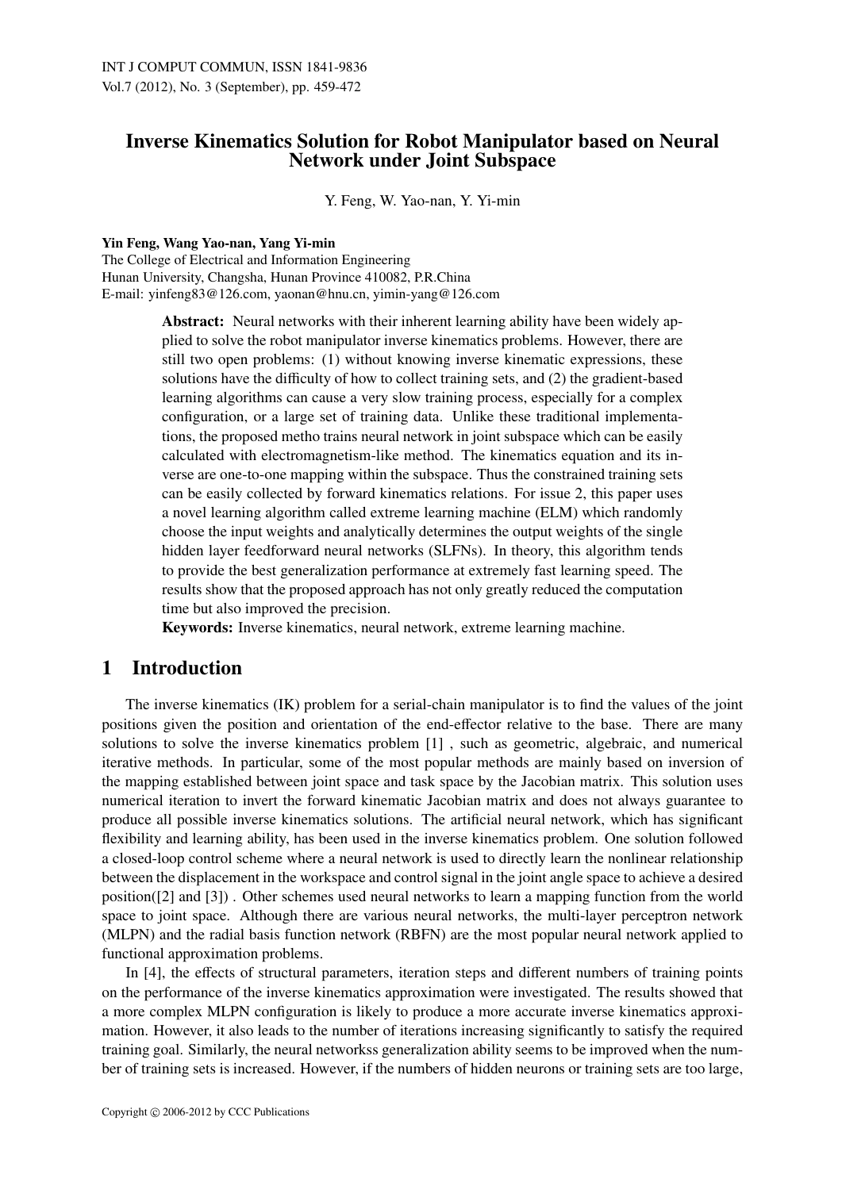# Inverse Kinematics Solution for Robot Manipulator based on Neural Network under Joint Subspace

Y. Feng, W. Yao-nan, Y. Yi-min

**Yin Feng, Wang Yao-nan, Yang Yi-min**
The College of Electrical and Information Engineering
Hunan University, Changsha, Hunan Province 410082, P.R.China
E-mail: yinfeng83@126.com, yaonan@hnu.cn, yimin-yang@126.com

**Abstract:** Neural networks with their inherent learning ability have been widely applied to solve the robot manipulator inverse kinematics problems. However, there are still two open problems: (1) without knowing inverse kinematic expressions, these solutions have the difficulty of how to collect training sets, and (2) the gradient-based learning algorithms can cause a very slow training process, especially for a complex configuration, or a large set of training data. Unlike these traditional implementations, the proposed metho trains neural network in joint subspace which can be easily calculated with electromagnetism-like method. The kinematics equation and its inverse are one-to-one mapping within the subspace. Thus the constrained training sets can be easily collected by forward kinematics relations. For issue 2, this paper uses a novel learning algorithm called extreme learning machine (ELM) which randomly choose the input weights and analytically determines the output weights of the single hidden layer feedforward neural networks (SLFNs). In theory, this algorithm tends to provide the best generalization performance at extremely fast learning speed. The results show that the proposed approach has not only greatly reduced the computation time but also improved the precision.

**Keywords:** Inverse kinematics, neural network, extreme learning machine.

## 1 Introduction

The inverse kinematics (IK) problem for a serial-chain manipulator is to find the values of the joint positions given the position and orientation of the end-effector relative to the base. There are many solutions to solve the inverse kinematics problem [1] , such as geometric, algebraic, and numerical iterative methods. In particular, some of the most popular methods are mainly based on inversion of the mapping established between joint space and task space by the Jacobian matrix. This solution uses numerical iteration to invert the forward kinematic Jacobian matrix and does not always guarantee to produce all possible inverse kinematics solutions. The artificial neural network, which has significant flexibility and learning ability, has been used in the inverse kinematics problem. One solution followed a closed-loop control scheme where a neural network is used to directly learn the nonlinear relationship between the displacement in the workspace and control signal in the joint angle space to achieve a desired position([2] and [3]) . Other schemes used neural networks to learn a mapping function from the world space to joint space. Although there are various neural networks, the multi-layer perceptron network (MLPN) and the radial basis function network (RBFN) are the most popular neural network applied to functional approximation problems.

In [4], the effects of structural parameters, iteration steps and different numbers of training points on the performance of the inverse kinematics approximation were investigated. The results showed that a more complex MLPN configuration is likely to produce a more accurate inverse kinematics approximation. However, it also leads to the number of iterations increasing significantly to satisfy the required training goal. Similarly, the neural networkss generalization ability seems to be improved when the number of training sets is increased. However, if the numbers of hidden neurons or training sets are too large,

Copyright © 2006-2012 by CCC Publications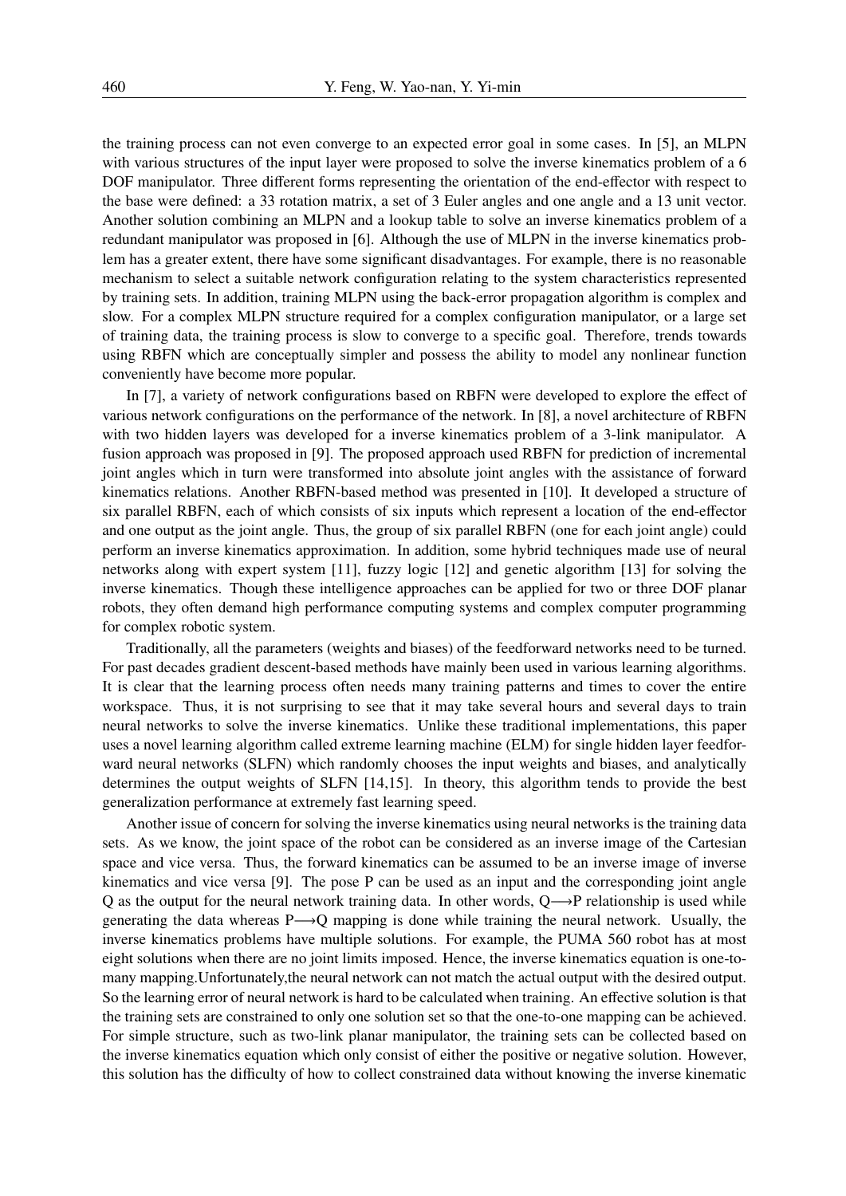the training process can not even converge to an expected error goal in some cases. In [5], an MLPN with various structures of the input layer were proposed to solve the inverse kinematics problem of a 6 DOF manipulator. Three different forms representing the orientation of the end-effector with respect to the base were defined: a 33 rotation matrix, a set of 3 Euler angles and one angle and a 13 unit vector. Another solution combining an MLPN and a lookup table to solve an inverse kinematics problem of a redundant manipulator was proposed in [6]. Although the use of MLPN in the inverse kinematics problem has a greater extent, there have some significant disadvantages. For example, there is no reasonable mechanism to select a suitable network configuration relating to the system characteristics represented by training sets. In addition, training MLPN using the back-error propagation algorithm is complex and slow. For a complex MLPN structure required for a complex configuration manipulator, or a large set of training data, the training process is slow to converge to a specific goal. Therefore, trends towards using RBFN which are conceptually simpler and possess the ability to model any nonlinear function conveniently have become more popular.

In [7], a variety of network configurations based on RBFN were developed to explore the effect of various network configurations on the performance of the network. In [8], a novel architecture of RBFN with two hidden layers was developed for a inverse kinematics problem of a 3-link manipulator. A fusion approach was proposed in [9]. The proposed approach used RBFN for prediction of incremental joint angles which in turn were transformed into absolute joint angles with the assistance of forward kinematics relations. Another RBFN-based method was presented in [10]. It developed a structure of six parallel RBFN, each of which consists of six inputs which represent a location of the end-effector and one output as the joint angle. Thus, the group of six parallel RBFN (one for each joint angle) could perform an inverse kinematics approximation. In addition, some hybrid techniques made use of neural networks along with expert system [11], fuzzy logic [12] and genetic algorithm [13] for solving the inverse kinematics. Though these intelligence approaches can be applied for two or three DOF planar robots, they often demand high performance computing systems and complex computer programming for complex robotic system.

Traditionally, all the parameters (weights and biases) of the feedforward networks need to be turned. For past decades gradient descent-based methods have mainly been used in various learning algorithms. It is clear that the learning process often needs many training patterns and times to cover the entire workspace. Thus, it is not surprising to see that it may take several hours and several days to train neural networks to solve the inverse kinematics. Unlike these traditional implementations, this paper uses a novel learning algorithm called extreme learning machine (ELM) for single hidden layer feedforward neural networks (SLFN) which randomly chooses the input weights and biases, and analytically determines the output weights of SLFN [14,15]. In theory, this algorithm tends to provide the best generalization performance at extremely fast learning speed.

Another issue of concern for solving the inverse kinematics using neural networks is the training data sets. As we know, the joint space of the robot can be considered as an inverse image of the Cartesian space and vice versa. Thus, the forward kinematics can be assumed to be an inverse image of inverse kinematics and vice versa [9]. The pose P can be used as an input and the corresponding joint angle Q as the output for the neural network training data. In other words, $Q \longrightarrow P$ relationship is used while generating the data whereas $P \longrightarrow Q$ mapping is done while training the neural network. Usually, the inverse kinematics problems have multiple solutions. For example, the PUMA 560 robot has at most eight solutions when there are no joint limits imposed. Hence, the inverse kinematics equation is one-to-many mapping.Unfortunately,the neural network can not match the actual output with the desired output. So the learning error of neural network is hard to be calculated when training. An effective solution is that the training sets are constrained to only one solution set so that the one-to-one mapping can be achieved. For simple structure, such as two-link planar manipulator, the training sets can be collected based on the inverse kinematics equation which only consist of either the positive or negative solution. However, this solution has the difficulty of how to collect constrained data without knowing the inverse kinematic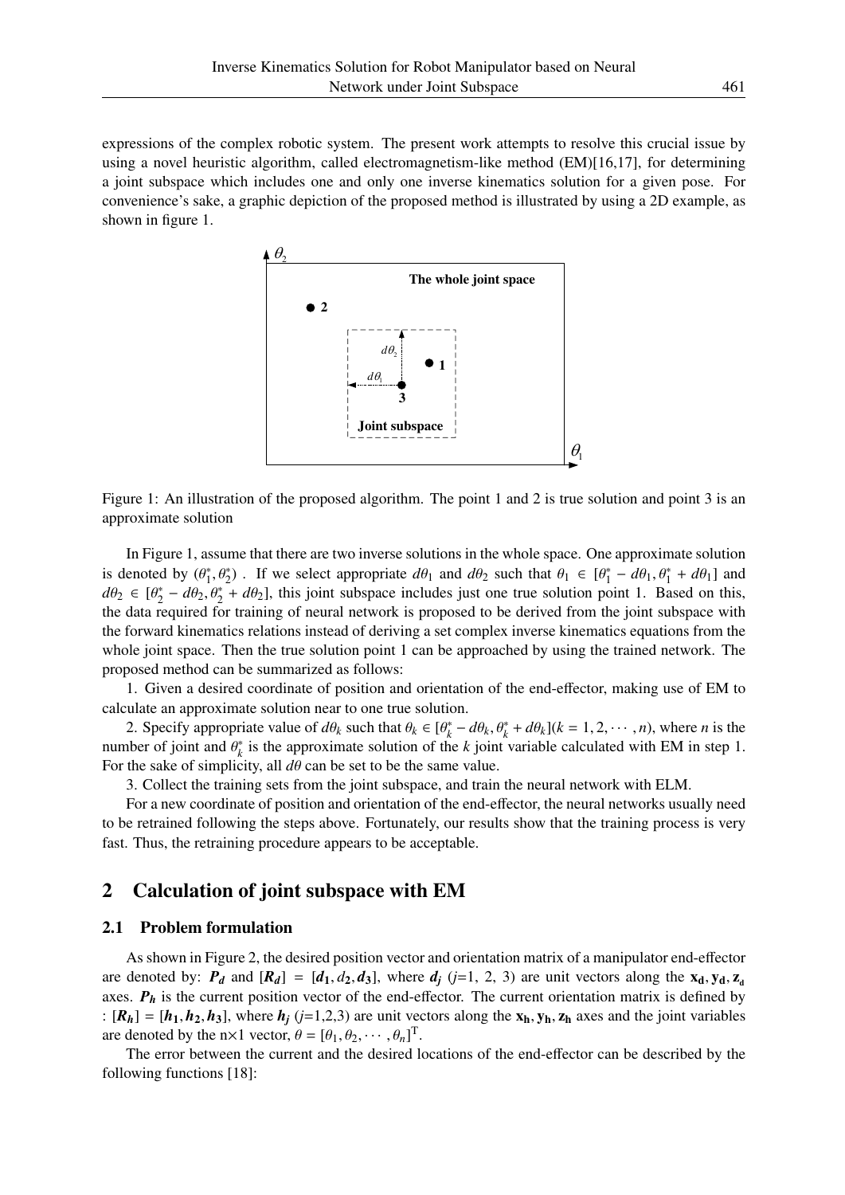expressions of the complex robotic system. The present work attempts to resolve this crucial issue by using a novel heuristic algorithm, called electromagnetism-like method (EM)[16,17], for determining a joint subspace which includes one and only one inverse kinematics solution for a given pose. For convenience's sake, a graphic depiction of the proposed method is illustrated by using a 2D example, as shown in figure 1.

Figure 1: An illustration of the proposed algorithm. The point 1 and 2 is true solution and point 3 is an approximate solution

In Figure 1, assume that there are two inverse solutions in the whole space. One approximate solution is denoted by $(\theta_1^*, \theta_2^*)$ . If we select appropriate $d\theta_1$ and $d\theta_2$ such that $\theta_1 \in [\theta_1^* - d\theta_1, \theta_1^* + d\theta_1]$ and $d\theta_2 \in [\theta_2^* - d\theta_2, \theta_2^* + d\theta_2]$, this joint subspace includes just one true solution point 1. Based on this, the data required for training of neural network is proposed to be derived from the joint subspace with the forward kinematics relations instead of deriving a set complex inverse kinematics equations from the whole joint space. Then the true solution point 1 can be approached by using the trained network. The proposed method can be summarized as follows:

1. Given a desired coordinate of position and orientation of the end-effector, making use of EM to calculate an approximate solution near to one true solution.

2. Specify appropriate value of $d\theta_k$ such that $\theta_k \in [\theta_k^* - d\theta_k, \theta_k^* + d\theta_k](k = 1, 2, \cdots, n)$, where $n$ is the number of joint and $\theta_k^*$ is the approximate solution of the $k$ joint variable calculated with EM in step 1. For the sake of simplicity, all $d\theta$ can be set to be the same value.

3. Collect the training sets from the joint subspace, and train the neural network with ELM.

For a new coordinate of position and orientation of the end-effector, the neural networks usually need to be retrained following the steps above. Fortunately, our results show that the training process is very fast. Thus, the retraining procedure appears to be acceptable.

## 2 Calculation of joint subspace with EM

### 2.1 Problem formulation

As shown in Figure 2, the desired position vector and orientation matrix of a manipulator end-effector are denoted by: $\boldsymbol{P_d}$ and $[\boldsymbol{R_d}] = [\boldsymbol{d_1}, d_2, \boldsymbol{d_3}]$, where $\boldsymbol{d_j}$ ($j$=1, 2, 3) are unit vectors along the $\mathbf{x_d}, \mathbf{y_d}, \mathbf{z_d}$ axes. $\boldsymbol{P_h}$ is the current position vector of the end-effector. The current orientation matrix is defined by : $[\boldsymbol{R_h}] = [\boldsymbol{h_1}, \boldsymbol{h_2}, \boldsymbol{h_3}]$, where $\boldsymbol{h_j}$ ($j$=1,2,3) are unit vectors along the $\mathbf{x_h}, \mathbf{y_h}, \mathbf{z_h}$ axes and the joint variables are denoted by the n×1 vector, $\theta = [\theta_1, \theta_2, \cdots, \theta_n]^{\mathrm{T}}$.

The error between the current and the desired locations of the end-effector can be described by the following functions [18]: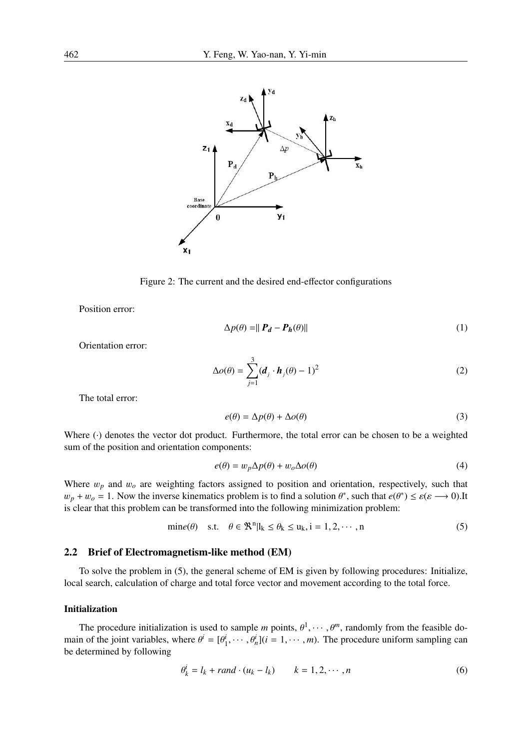Figure 2: The current and the desired end-effector configurations

Position error:

$$\Delta p(\theta) = \| \boldsymbol{P_d} - \boldsymbol{P_h}(\theta) \| \tag{1}$$

Orientation error:

$$\Delta o(\theta) = \sum_{j=1}^{3} (\boldsymbol{d}_j \cdot \boldsymbol{h}_j(\theta) - 1)^2 \tag{2}$$

The total error:

$$e(\theta) = \Delta p(\theta) + \Delta o(\theta) \tag{3}$$

Where $(\cdot)$ denotes the vector dot product. Furthermore, the total error can be chosen to be a weighted sum of the position and orientation components:

$$e(\theta) = w_p \Delta p(\theta) + w_o \Delta o(\theta) \tag{4}$$

Where $w_p$ and $w_o$ are weighting factors assigned to position and orientation, respectively, such that $w_p + w_o = 1$. Now the inverse kinematics problem is to find a solution $\theta^*$, such that $e(\theta^*) \leq \varepsilon(\varepsilon \longrightarrow 0)$.It is clear that this problem can be transformed into the following minimization problem:

$$\min e(\theta) \quad \text{s.t.} \quad \theta \in \Re^{n} | l_k \leq \theta_k \leq u_k, i = 1, 2, \cdots, n \tag{5}$$

## 2.2 Brief of Electromagnetism-like method (EM)

To solve the problem in (5), the general scheme of EM is given by following procedures: Initialize, local search, calculation of charge and total force vector and movement according to the total force.

**Initialization**

The procedure initialization is used to sample $m$ points, $\theta^1, \cdots, \theta^m$, randomly from the feasible domain of the joint variables, where $\theta^i = [\theta^i_1, \cdots, \theta^i_n](i = 1, \cdots, m)$. The procedure uniform sampling can be determined by following

$$\theta^i_k = l_k + rand \cdot (u_k - l_k) \qquad k = 1, 2, \cdots, n \tag{6}$$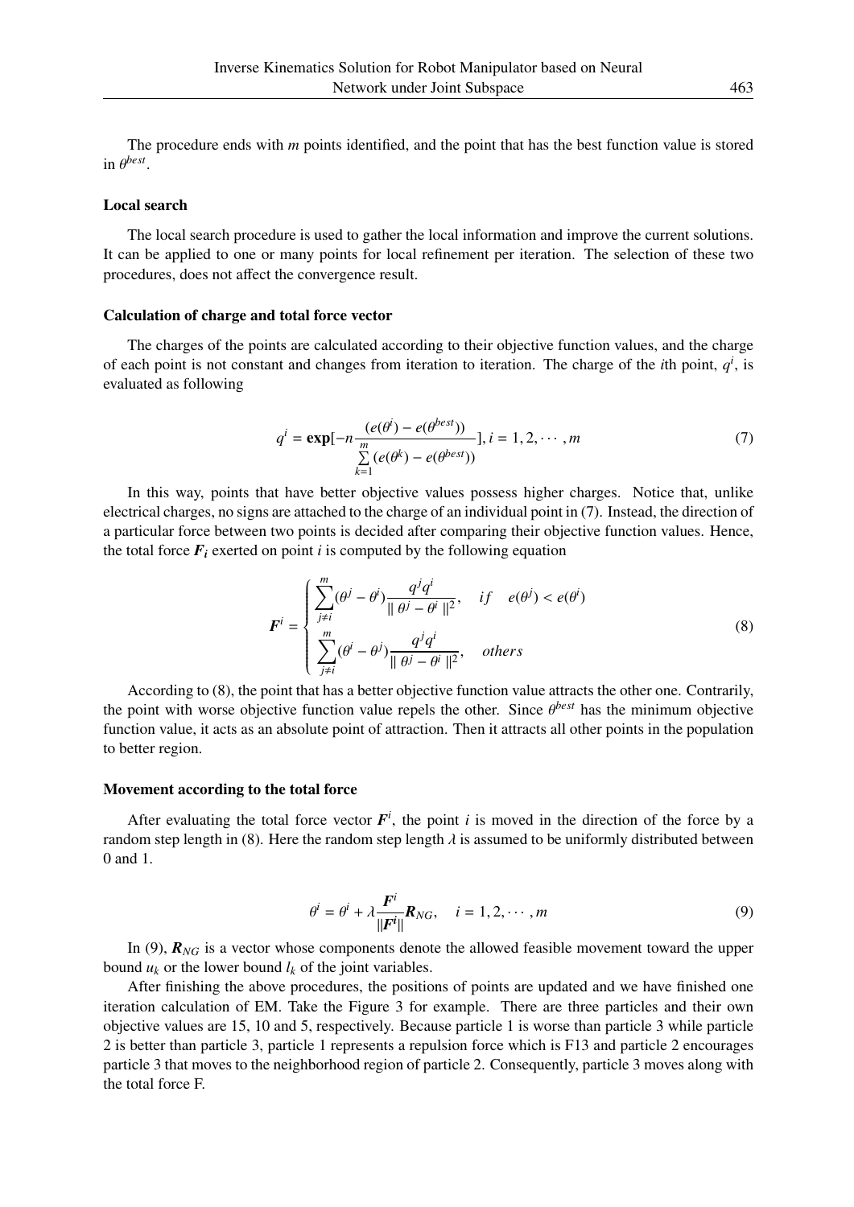The procedure ends with $m$ points identified, and the point that has the best function value is stored in $\theta^{best}$.

### Local search

The local search procedure is used to gather the local information and improve the current solutions. It can be applied to one or many points for local refinement per iteration. The selection of these two procedures, does not affect the convergence result.

### Calculation of charge and total force vector

The charges of the points are calculated according to their objective function values, and the charge of each point is not constant and changes from iteration to iteration. The charge of the $i$th point, $q^i$, is evaluated as following

$$q^i = \mathbf{exp}[-n\frac{(e(\theta^i) - e(\theta^{best}))}{\sum\limits_{k=1}^{m}(e(\theta^k) - e(\theta^{best}))}], i = 1, 2, \cdots, m \tag{7}$$

In this way, points that have better objective values possess higher charges. Notice that, unlike electrical charges, no signs are attached to the charge of an individual point in (7). Instead, the direction of a particular force between two points is decided after comparing their objective function values. Hence, the total force $\boldsymbol{F_i}$ exerted on point $i$ is computed by the following equation

$$\boldsymbol{F}^i = \begin{cases} \sum\limits_{j \neq i}^{m}(\theta^j - \theta^i)\dfrac{q^j q^i}{\| \theta^j - \theta^i \|^2}, & if \quad e(\theta^j) < e(\theta^i) \\ \sum\limits_{j \neq i}^{m}(\theta^i - \theta^j)\dfrac{q^j q^i}{\| \theta^j - \theta^i \|^2}, & others \end{cases} \tag{8}$$

According to (8), the point that has a better objective function value attracts the other one. Contrarily, the point with worse objective function value repels the other. Since $\theta^{best}$ has the minimum objective function value, it acts as an absolute point of attraction. Then it attracts all other points in the population to better region.

### Movement according to the total force

After evaluating the total force vector $\boldsymbol{F}^i$, the point $i$ is moved in the direction of the force by a random step length in (8). Here the random step length $\lambda$ is assumed to be uniformly distributed between 0 and 1.

$$\theta^i = \theta^i + \lambda\frac{\boldsymbol{F}^i}{\|\boldsymbol{F}^i\|}\boldsymbol{R}_{NG}, \quad i = 1, 2, \cdots, m \tag{9}$$

In (9), $\boldsymbol{R}_{NG}$ is a vector whose components denote the allowed feasible movement toward the upper bound $u_k$ or the lower bound $l_k$ of the joint variables.

After finishing the above procedures, the positions of points are updated and we have finished one iteration calculation of EM. Take the Figure 3 for example. There are three particles and their own objective values are 15, 10 and 5, respectively. Because particle 1 is worse than particle 3 while particle 2 is better than particle 3, particle 1 represents a repulsion force which is F13 and particle 2 encourages particle 3 that moves to the neighborhood region of particle 2. Consequently, particle 3 moves along with the total force F.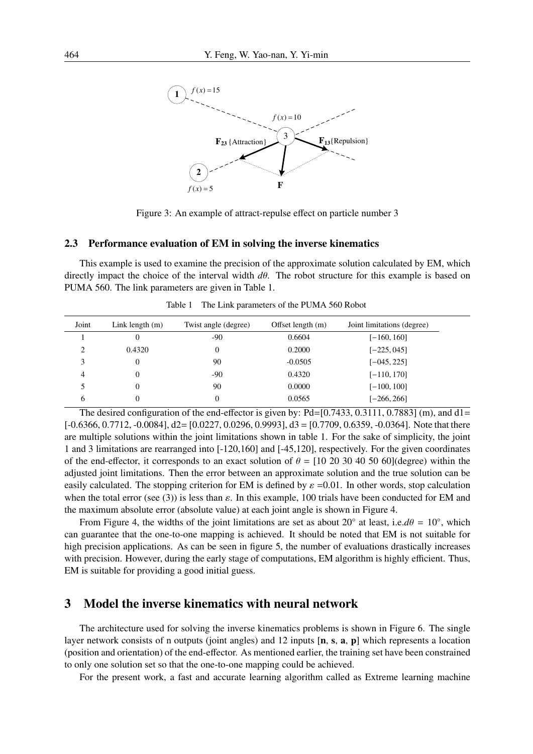Figure 3: An example of attract-repulse effect on particle number 3

### 2.3 Performance evaluation of EM in solving the inverse kinematics

This example is used to examine the precision of the approximate solution calculated by EM, which directly impact the choice of the interval width $d\theta$. The robot structure for this example is based on PUMA 560. The link parameters are given in Table 1.

Table 1 The Link parameters of the PUMA 560 Robot

| Joint | Link length (m) | Twist angle (degree) | Offset length (m) | Joint limitations (degree) |
|---|---|---|---|---|
| 1 | 0 | -90 | 0.6604 | $[-160, 160]$ |
| 2 | 0.4320 | 0 | 0.2000 | $[-225, 045]$ |
| 3 | 0 | 90 | -0.0505 | $[-045, 225]$ |
| 4 | 0 | -90 | 0.4320 | $[-110, 170]$ |
| 5 | 0 | 90 | 0.0000 | $[-100, 100]$ |
| 6 | 0 | 0 | 0.0565 | $[-266, 266]$ |

The desired configuration of the end-effector is given by: Pd=[0.7433, 0.3111, 0.7883] (m), and d1= [-0.6366, 0.7712, -0.0084], d2= [0.0227, 0.0296, 0.9993], d3 = [0.7709, 0.6359, -0.0364]. Note that there are multiple solutions within the joint limitations shown in table 1. For the sake of simplicity, the joint 1 and 3 limitations are rearranged into [-120,160] and [-45,120], respectively. For the given coordinates of the end-effector, it corresponds to an exact solution of $\theta$ = [10 20 30 40 50 60](degree) within the adjusted joint limitations. Then the error between an approximate solution and the true solution can be easily calculated. The stopping criterion for EM is defined by $\varepsilon$ =0.01. In other words, stop calculation when the total error (see (3)) is less than $\varepsilon$. In this example, 100 trials have been conducted for EM and the maximum absolute error (absolute value) at each joint angle is shown in Figure 4.

From Figure 4, the widths of the joint limitations are set as about 20° at least, i.e.$d\theta$ = 10°, which can guarantee that the one-to-one mapping is achieved. It should be noted that EM is not suitable for high precision applications. As can be seen in figure 5, the number of evaluations drastically increases with precision. However, during the early stage of computations, EM algorithm is highly efficient. Thus, EM is suitable for providing a good initial guess.

## 3 Model the inverse kinematics with neural network

The architecture used for solving the inverse kinematics problems is shown in Figure 6. The single layer network consists of n outputs (joint angles) and 12 inputs [**n**, **s**, **a**, **p**] which represents a location (position and orientation) of the end-effector. As mentioned earlier, the training set have been constrained to only one solution set so that the one-to-one mapping could be achieved.

For the present work, a fast and accurate learning algorithm called as Extreme learning machine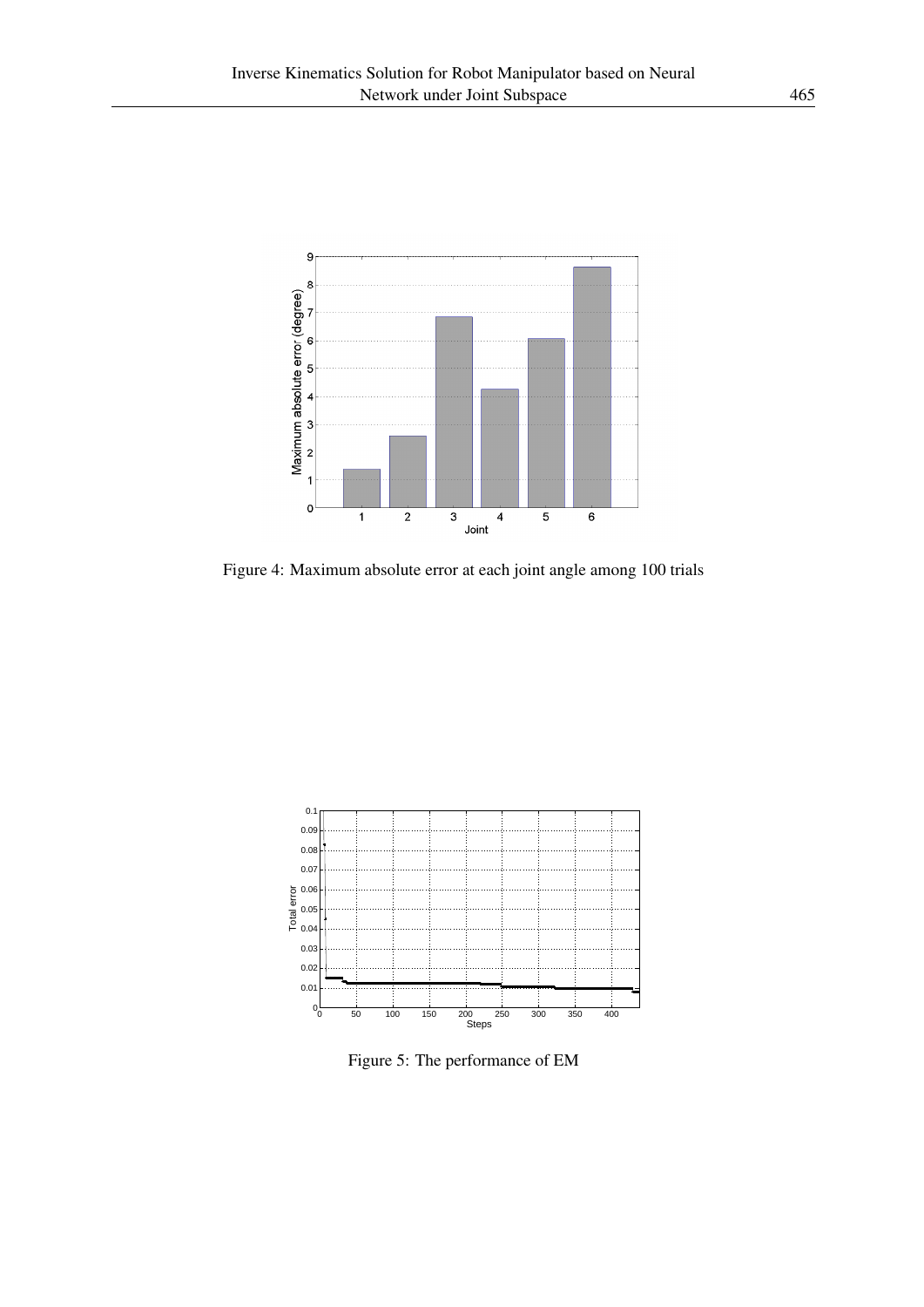Figure 4: Maximum absolute error at each joint angle among 100 trials

Figure 5: The performance of EM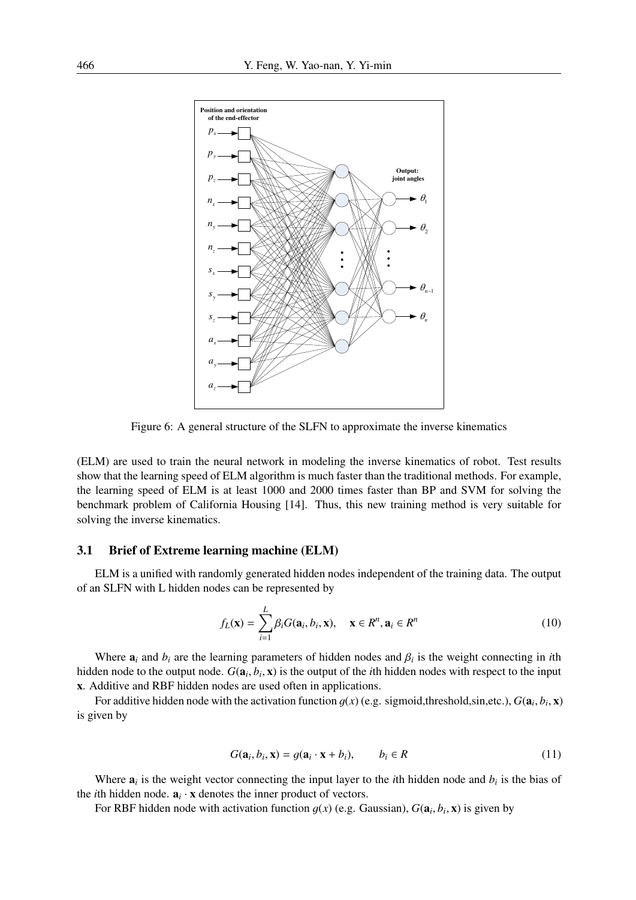Figure 6: A general structure of the SLFN to approximate the inverse kinematics

(ELM) are used to train the neural network in modeling the inverse kinematics of robot. Test results show that the learning speed of ELM algorithm is much faster than the traditional methods. For example, the learning speed of ELM is at least 1000 and 2000 times faster than BP and SVM for solving the benchmark problem of California Housing [14]. Thus, this new training method is very suitable for solving the inverse kinematics.

### 3.1 Brief of Extreme learning machine (ELM)

ELM is a unified with randomly generated hidden nodes independent of the training data. The output of an SLFN with L hidden nodes can be represented by

$$f_L(\mathbf{x}) = \sum_{i=1}^{L} \beta_i G(\mathbf{a}_i, b_i, \mathbf{x}), \quad \mathbf{x} \in R^n, \mathbf{a}_i \in R^n \tag{10}$$

Where $\mathbf{a}_i$ and $b_i$ are the learning parameters of hidden nodes and $\beta_i$ is the weight connecting in $i$th hidden node to the output node. $G(\mathbf{a}_i, b_i, \mathbf{x})$ is the output of the $i$th hidden nodes with respect to the input $\mathbf{x}$. Additive and RBF hidden nodes are used often in applications.

For additive hidden node with the activation function $g(x)$ (e.g. sigmoid,threshold,sin,etc.), $G(\mathbf{a}_i, b_i, \mathbf{x})$ is given by

$$G(\mathbf{a}_i, b_i, \mathbf{x}) = g(\mathbf{a}_i \cdot \mathbf{x} + b_i), \qquad b_i \in R \tag{11}$$

Where $\mathbf{a}_i$ is the weight vector connecting the input layer to the $i$th hidden node and $b_i$ is the bias of the $i$th hidden node. $\mathbf{a}_i \cdot \mathbf{x}$ denotes the inner product of vectors.

For RBF hidden node with activation function $g(x)$ (e.g. Gaussian), $G(\mathbf{a}_i, b_i, \mathbf{x})$ is given by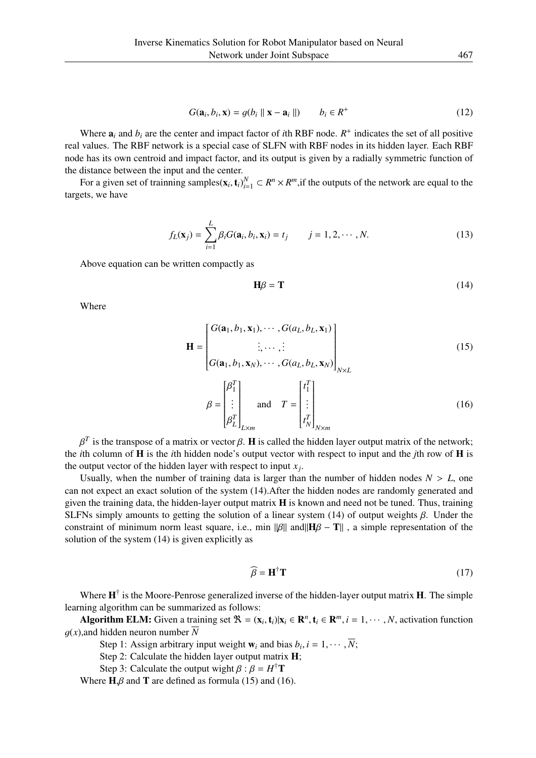$$G(\mathbf{a}_i, b_i, \mathbf{x}) = g(b_i \parallel \mathbf{x} - \mathbf{a}_i \parallel) \qquad b_i \in R^+ \tag{12}$$

Where $\mathbf{a}_i$ and $b_i$ are the center and impact factor of $i$th RBF node. $R^+$ indicates the set of all positive real values. The RBF network is a special case of SLFN with RBF nodes in its hidden layer. Each RBF node has its own centroid and impact factor, and its output is given by a radially symmetric function of the distance between the input and the center.

For a given set of trainning samples$(\mathbf{x}_i, \mathbf{t}_i)_{i=1}^N \subset R^n \times R^m$,if the outputs of the network are equal to the targets, we have

$$f_L(\mathbf{x}_j) = \sum_{i=1}^{L} \beta_i G(\mathbf{a}_i, b_i, \mathbf{x}_i) = t_j \qquad j = 1, 2, \cdots, N. \tag{13}$$

Above equation can be written compactly as

$$\mathbf{H}\beta = \mathbf{T} \tag{14}$$

Where

$$\mathbf{H} = \begin{bmatrix} G(\mathbf{a}_1, b_1, \mathbf{x}_1), \cdots, G(a_L, b_L, \mathbf{x}_1) \\ \vdots, \cdots, \vdots \\ G(\mathbf{a}_1, b_1, \mathbf{x}_N), \cdots, G(a_L, b_L, \mathbf{x}_N) \end{bmatrix}_{N \times L} \tag{15}$$

$$\beta = \begin{bmatrix} \beta_1^T \\ \vdots \\ \beta_L^T \end{bmatrix}_{L \times m} \quad \text{and} \quad T = \begin{bmatrix} t_1^T \\ \vdots \\ t_N^T \end{bmatrix}_{N \times m} \tag{16}$$

$\beta^T$ is the transpose of a matrix or vector $\beta$. $\mathbf{H}$ is called the hidden layer output matrix of the network; the $i$th column of $\mathbf{H}$ is the $i$th hidden node's output vector with respect to input and the $j$th row of $\mathbf{H}$ is the output vector of the hidden layer with respect to input $x_j$.

Usually, when the number of training data is larger than the number of hidden nodes $N > L$, one can not expect an exact solution of the system (14).After the hidden nodes are randomly generated and given the training data, the hidden-layer output matrix $\mathbf{H}$ is known and need not be tuned. Thus, training SLFNs simply amounts to getting the solution of a linear system (14) of output weights $\beta$. Under the constraint of minimum norm least square, i.e., min $\|\beta\|$ and$\|\mathbf{H}\beta - \mathbf{T}\|$ , a simple representation of the solution of the system (14) is given explicitly as

$$\widehat{\beta} = \mathbf{H}^{\dagger}\mathbf{T} \tag{17}$$

Where $\mathbf{H}^{\dagger}$ is the Moore-Penrose generalized inverse of the hidden-layer output matrix $\mathbf{H}$. The simple learning algorithm can be summarized as follows:

**Algorithm ELM:** Given a training set $\Re = (\mathbf{x}_i, \mathbf{t}_i)|\mathbf{x}_i \in \mathbf{R}^n, \mathbf{t}_i \in \mathbf{R}^m, i = 1, \cdots, N$, activation function $g(x)$,and hidden neuron number $\overline{N}$

Step 1: Assign arbitrary input weight $\mathbf{w}_i$ and bias $b_i, i = 1, \cdots, \overline{N}$;

Step 2: Calculate the hidden layer output matrix $\mathbf{H}$;

Step 3: Calculate the output wight $\beta : \beta = H^{\dagger}\mathbf{T}$

Where $\mathbf{H}$,$\beta$ and $\mathbf{T}$ are defined as formula (15) and (16).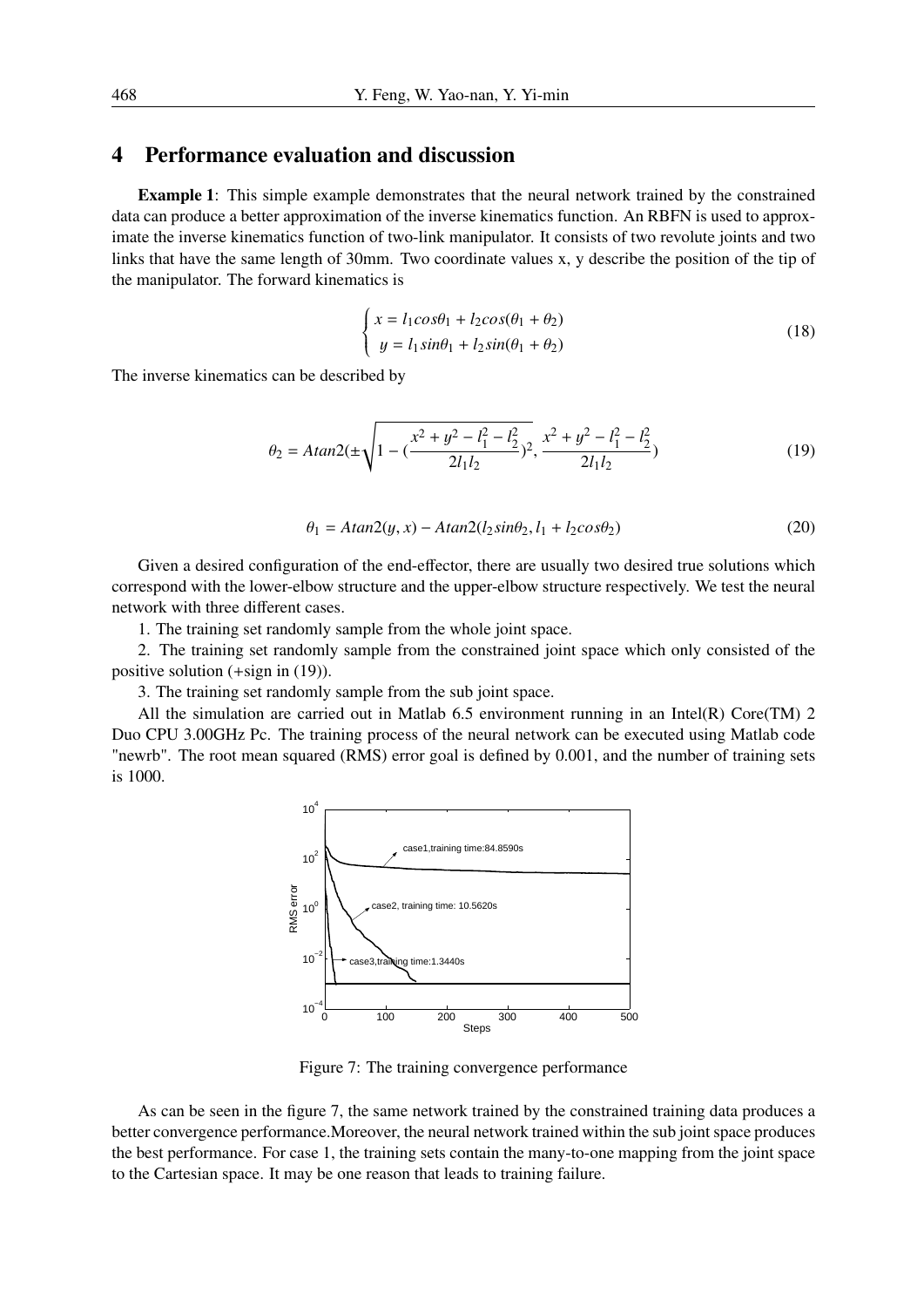# 4 Performance evaluation and discussion

**Example 1**: This simple example demonstrates that the neural network trained by the constrained data can produce a better approximation of the inverse kinematics function. An RBFN is used to approximate the inverse kinematics function of two-link manipulator. It consists of two revolute joints and two links that have the same length of 30mm. Two coordinate values x, y describe the position of the tip of the manipulator. The forward kinematics is

$$\begin{cases} x = l_1 cos\theta_1 + l_2 cos(\theta_1 + \theta_2) \\ y = l_1 sin\theta_1 + l_2 sin(\theta_1 + \theta_2) \end{cases} \tag{18}$$

The inverse kinematics can be described by

$$\theta_2 = Atan2(\pm\sqrt{1 - (\frac{x^2 + y^2 - l_1^2 - l_2^2}{2l_1 l_2})^2}, \frac{x^2 + y^2 - l_1^2 - l_2^2}{2l_1 l_2}) \tag{19}$$

$$\theta_1 = Atan2(y, x) - Atan2(l_2 sin\theta_2, l_1 + l_2 cos\theta_2) \tag{20}$$

Given a desired configuration of the end-effector, there are usually two desired true solutions which correspond with the lower-elbow structure and the upper-elbow structure respectively. We test the neural network with three different cases.

1. The training set randomly sample from the whole joint space.

2. The training set randomly sample from the constrained joint space which only consisted of the positive solution (+sign in (19)).

3. The training set randomly sample from the sub joint space.

All the simulation are carried out in Matlab 6.5 environment running in an Intel(R) Core(TM) 2 Duo CPU 3.00GHz Pc. The training process of the neural network can be executed using Matlab code "newrb". The root mean squared (RMS) error goal is defined by 0.001, and the number of training sets is 1000.

Figure 7: The training convergence performance

As can be seen in the figure 7, the same network trained by the constrained training data produces a better convergence performance.Moreover, the neural network trained within the sub joint space produces the best performance. For case 1, the training sets contain the many-to-one mapping from the joint space to the Cartesian space. It may be one reason that leads to training failure.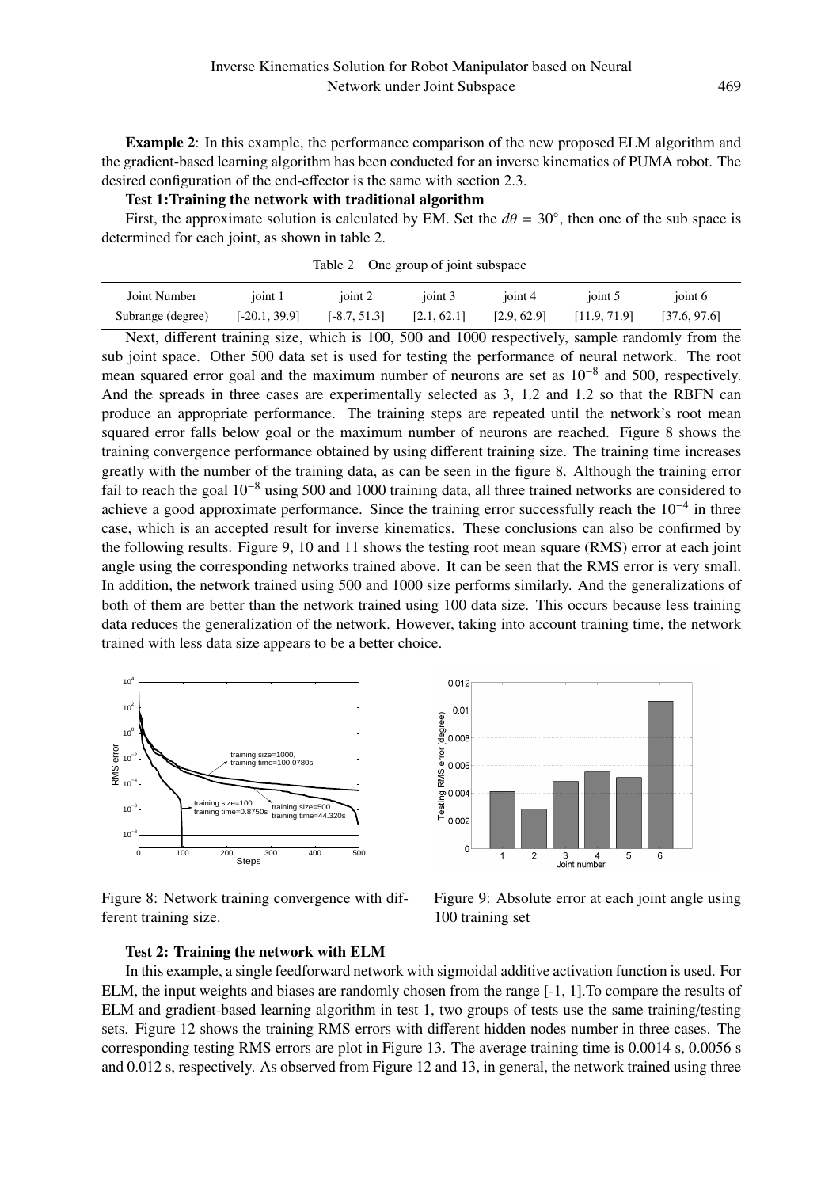**Example 2**: In this example, the performance comparison of the new proposed ELM algorithm and the gradient-based learning algorithm has been conducted for an inverse kinematics of PUMA robot. The desired configuration of the end-effector is the same with section 2.3.

**Test 1:Training the network with traditional algorithm**

First, the approximate solution is calculated by EM. Set the $d\theta = 30^\circ$, then one of the sub space is determined for each joint, as shown in table 2.

Table 2 One group of joint subspace

| Joint Number | joint 1 | joint 2 | joint 3 | joint 4 | joint 5 | joint 6 |
|---|---|---|---|---|---|---|
| Subrange (degree) | [-20.1, 39.9] | [-8.7, 51.3] | [2.1, 62.1] | [2.9, 62.9] | [11.9, 71.9] | [37.6, 97.6] |

Next, different training size, which is 100, 500 and 1000 respectively, sample randomly from the sub joint space. Other 500 data set is used for testing the performance of neural network. The root mean squared error goal and the maximum number of neurons are set as $10^{-8}$ and 500, respectively. And the spreads in three cases are experimentally selected as 3, 1.2 and 1.2 so that the RBFN can produce an appropriate performance. The training steps are repeated until the network's root mean squared error falls below goal or the maximum number of neurons are reached. Figure 8 shows the training convergence performance obtained by using different training size. The training time increases greatly with the number of the training data, as can be seen in the figure 8. Although the training error fail to reach the goal $10^{-8}$ using 500 and 1000 training data, all three trained networks are considered to achieve a good approximate performance. Since the training error successfully reach the $10^{-4}$ in three case, which is an accepted result for inverse kinematics. These conclusions can also be confirmed by the following results. Figure 9, 10 and 11 shows the testing root mean square (RMS) error at each joint angle using the corresponding networks trained above. It can be seen that the RMS error is very small. In addition, the network trained using 500 and 1000 size performs similarly. And the generalizations of both of them are better than the network trained using 100 data size. This occurs because less training data reduces the generalization of the network. However, taking into account training time, the network trained with less data size appears to be a better choice.

Figure 8: Network training convergence with different training size.

Figure 9: Absolute error at each joint angle using 100 training set

**Test 2: Training the network with ELM**

In this example, a single feedforward network with sigmoidal additive activation function is used. For ELM, the input weights and biases are randomly chosen from the range [-1, 1].To compare the results of ELM and gradient-based learning algorithm in test 1, two groups of tests use the same training/testing sets. Figure 12 shows the training RMS errors with different hidden nodes number in three cases. The corresponding testing RMS errors are plot in Figure 13. The average training time is 0.0014 s, 0.0056 s and 0.012 s, respectively. As observed from Figure 12 and 13, in general, the network trained using three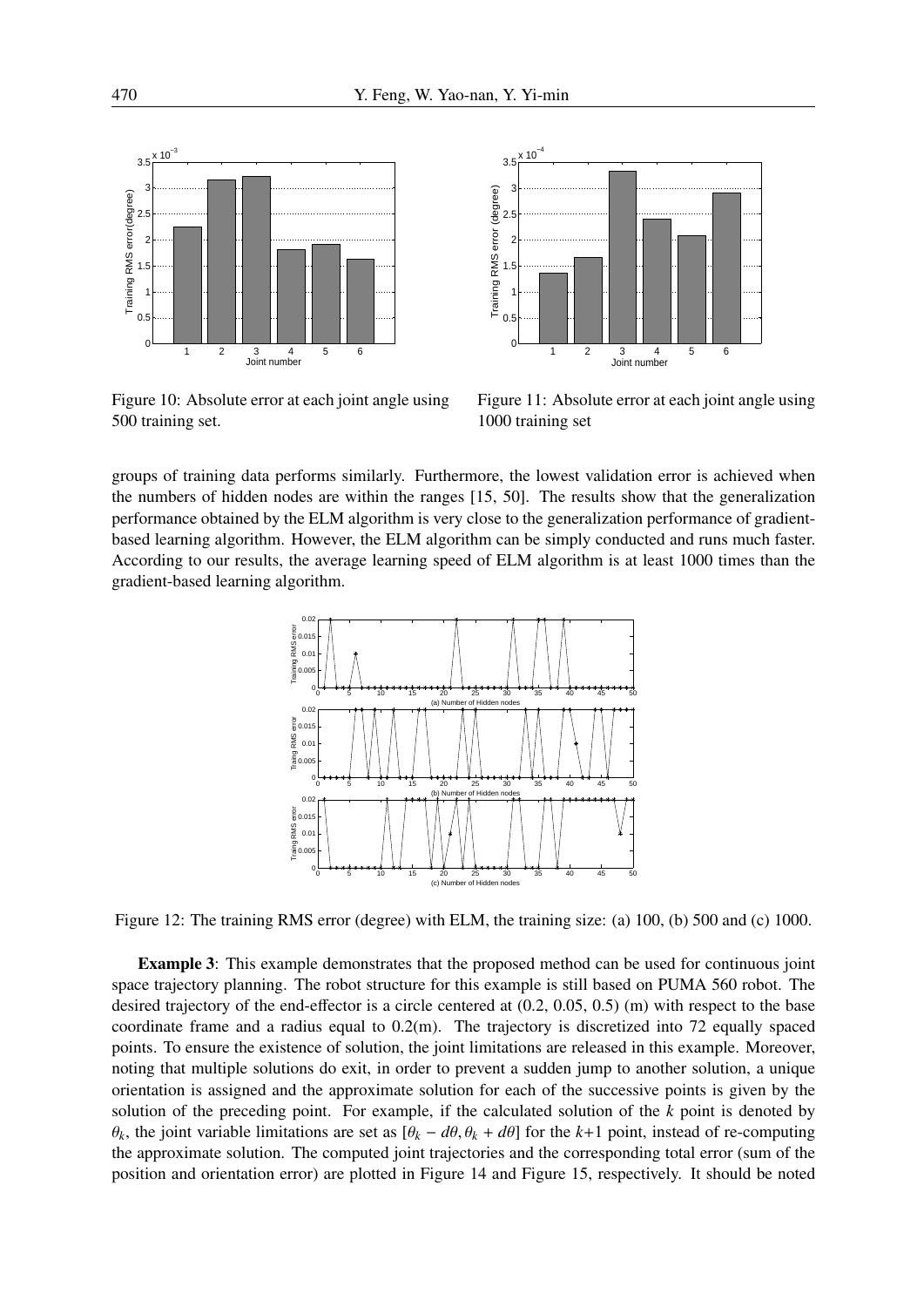Figure 10: Absolute error at each joint angle using 500 training set.

Figure 11: Absolute error at each joint angle using 1000 training set

groups of training data performs similarly. Furthermore, the lowest validation error is achieved when the numbers of hidden nodes are within the ranges [15, 50]. The results show that the generalization performance obtained by the ELM algorithm is very close to the generalization performance of gradient-based learning algorithm. However, the ELM algorithm can be simply conducted and runs much faster. According to our results, the average learning speed of ELM algorithm is at least 1000 times than the gradient-based learning algorithm.

Figure 12: The training RMS error (degree) with ELM, the training size: (a) 100, (b) 500 and (c) 1000.

**Example 3**: This example demonstrates that the proposed method can be used for continuous joint space trajectory planning. The robot structure for this example is still based on PUMA 560 robot. The desired trajectory of the end-effector is a circle centered at (0.2, 0.05, 0.5) (m) with respect to the base coordinate frame and a radius equal to 0.2(m). The trajectory is discretized into 72 equally spaced points. To ensure the existence of solution, the joint limitations are released in this example. Moreover, noting that multiple solutions do exit, in order to prevent a sudden jump to another solution, a unique orientation is assigned and the approximate solution for each of the successive points is given by the solution of the preceding point. For example, if the calculated solution of the $k$ point is denoted by $\theta_k$, the joint variable limitations are set as $[\theta_k - d\theta, \theta_k + d\theta]$ for the $k$+1 point, instead of re-computing the approximate solution. The computed joint trajectories and the corresponding total error (sum of the position and orientation error) are plotted in Figure 14 and Figure 15, respectively. It should be noted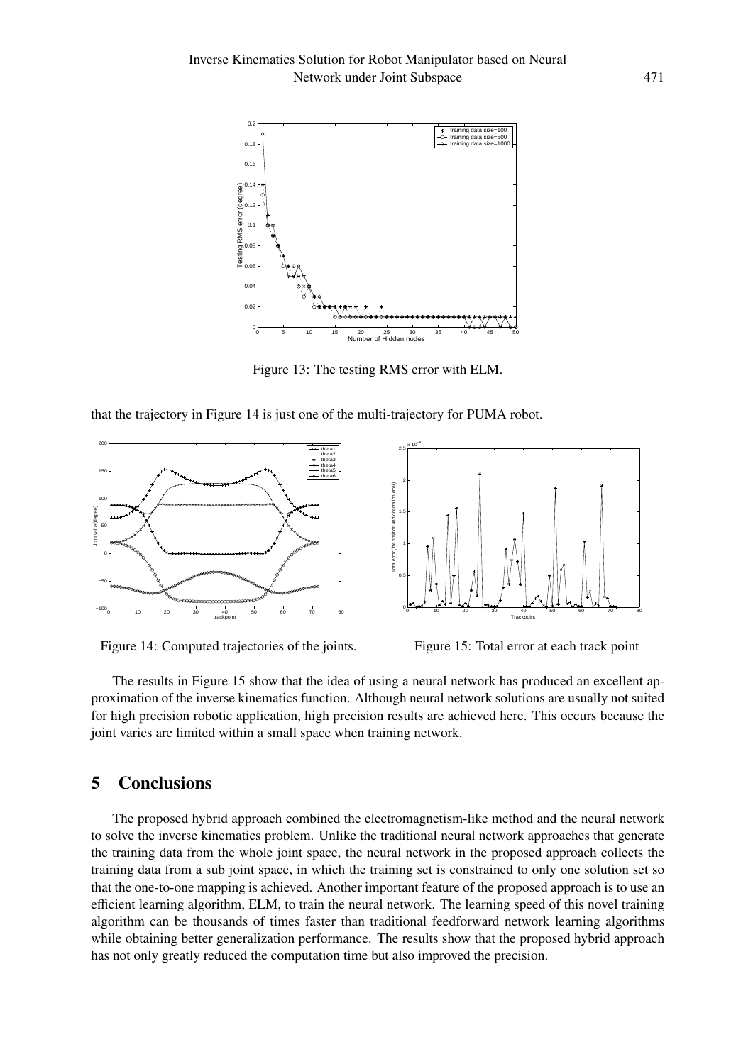Figure 13: The testing RMS error with ELM.

that the trajectory in Figure 14 is just one of the multi-trajectory for PUMA robot.

Figure 14: Computed trajectories of the joints.

Figure 15: Total error at each track point

The results in Figure 15 show that the idea of using a neural network has produced an excellent approximation of the inverse kinematics function. Although neural network solutions are usually not suited for high precision robotic application, high precision results are achieved here. This occurs because the joint varies are limited within a small space when training network.

## 5 Conclusions

The proposed hybrid approach combined the electromagnetism-like method and the neural network to solve the inverse kinematics problem. Unlike the traditional neural network approaches that generate the training data from the whole joint space, the neural network in the proposed approach collects the training data from a sub joint space, in which the training set is constrained to only one solution set so that the one-to-one mapping is achieved. Another important feature of the proposed approach is to use an efficient learning algorithm, ELM, to train the neural network. The learning speed of this novel training algorithm can be thousands of times faster than traditional feedforward network learning algorithms while obtaining better generalization performance. The results show that the proposed hybrid approach has not only greatly reduced the computation time but also improved the precision.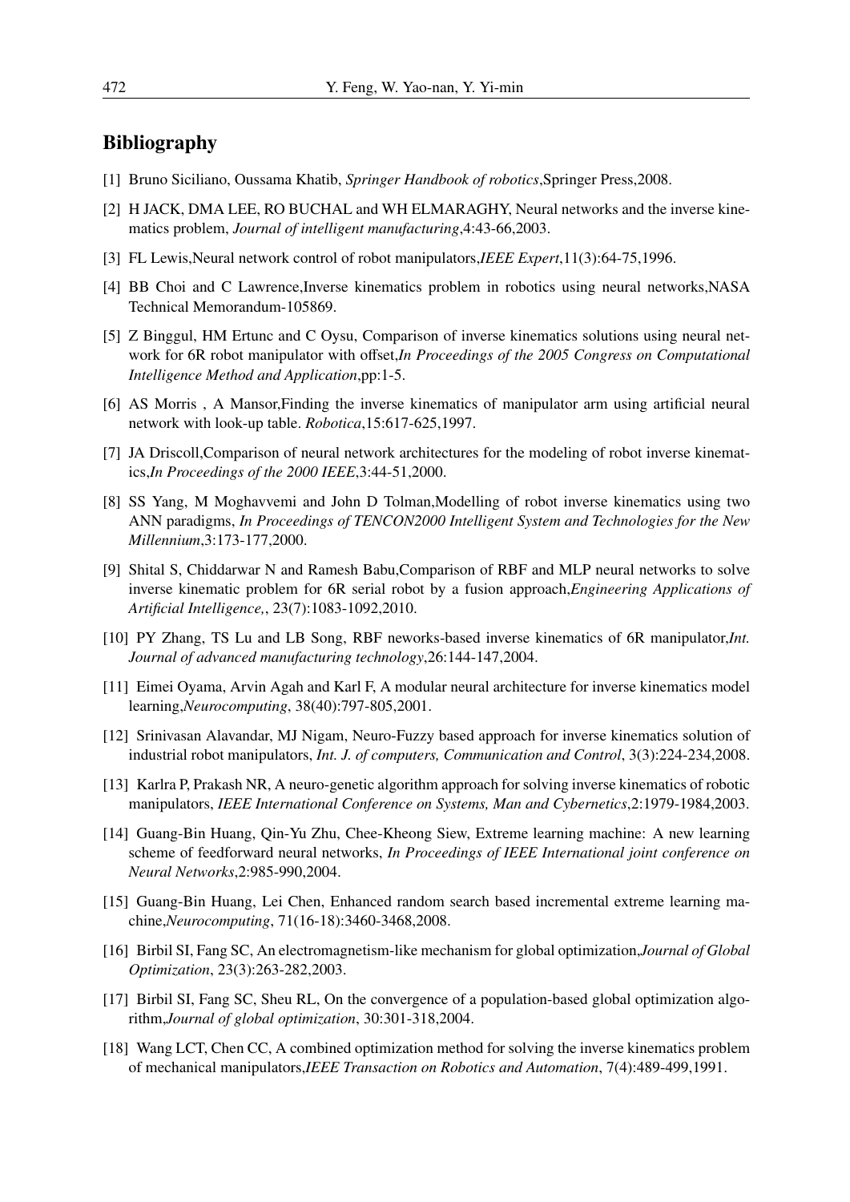## Bibliography

[1] Bruno Siciliano, Oussama Khatib, *Springer Handbook of robotics*,Springer Press,2008.

[2] H JACK, DMA LEE, RO BUCHAL and WH ELMARAGHY, Neural networks and the inverse kinematics problem, *Journal of intelligent manufacturing*,4:43-66,2003.

[3] FL Lewis,Neural network control of robot manipulators,*IEEE Expert*,11(3):64-75,1996.

[4] BB Choi and C Lawrence,Inverse kinematics problem in robotics using neural networks,NASA Technical Memorandum-105869.

[5] Z Binggul, HM Ertunc and C Oysu, Comparison of inverse kinematics solutions using neural network for 6R robot manipulator with offset,*In Proceedings of the 2005 Congress on Computational Intelligence Method and Application*,pp:1-5.

[6] AS Morris , A Mansor,Finding the inverse kinematics of manipulator arm using artificial neural network with look-up table. *Robotica*,15:617-625,1997.

[7] JA Driscoll,Comparison of neural network architectures for the modeling of robot inverse kinematics,*In Proceedings of the 2000 IEEE*,3:44-51,2000.

[8] SS Yang, M Moghavvemi and John D Tolman,Modelling of robot inverse kinematics using two ANN paradigms, *In Proceedings of TENCON2000 Intelligent System and Technologies for the New Millennium*,3:173-177,2000.

[9] Shital S, Chiddarwar N and Ramesh Babu,Comparison of RBF and MLP neural networks to solve inverse kinematic problem for 6R serial robot by a fusion approach,*Engineering Applications of Artificial Intelligence,*, 23(7):1083-1092,2010.

[10] PY Zhang, TS Lu and LB Song, RBF neworks-based inverse kinematics of 6R manipulator,*Int. Journal of advanced manufacturing technology*,26:144-147,2004.

[11] Eimei Oyama, Arvin Agah and Karl F, A modular neural architecture for inverse kinematics model learning,*Neurocomputing*, 38(40):797-805,2001.

[12] Srinivasan Alavandar, MJ Nigam, Neuro-Fuzzy based approach for inverse kinematics solution of industrial robot manipulators, *Int. J. of computers, Communication and Control*, 3(3):224-234,2008.

[13] Karlra P, Prakash NR, A neuro-genetic algorithm approach for solving inverse kinematics of robotic manipulators, *IEEE International Conference on Systems, Man and Cybernetics*,2:1979-1984,2003.

[14] Guang-Bin Huang, Qin-Yu Zhu, Chee-Kheong Siew, Extreme learning machine: A new learning scheme of feedforward neural networks, *In Proceedings of IEEE International joint conference on Neural Networks*,2:985-990,2004.

[15] Guang-Bin Huang, Lei Chen, Enhanced random search based incremental extreme learning machine,*Neurocomputing*, 71(16-18):3460-3468,2008.

[16] Birbil SI, Fang SC, An electromagnetism-like mechanism for global optimization,*Journal of Global Optimization*, 23(3):263-282,2003.

[17] Birbil SI, Fang SC, Sheu RL, On the convergence of a population-based global optimization algorithm,*Journal of global optimization*, 30:301-318,2004.

[18] Wang LCT, Chen CC, A combined optimization method for solving the inverse kinematics problem of mechanical manipulators,*IEEE Transaction on Robotics and Automation*, 7(4):489-499,1991.